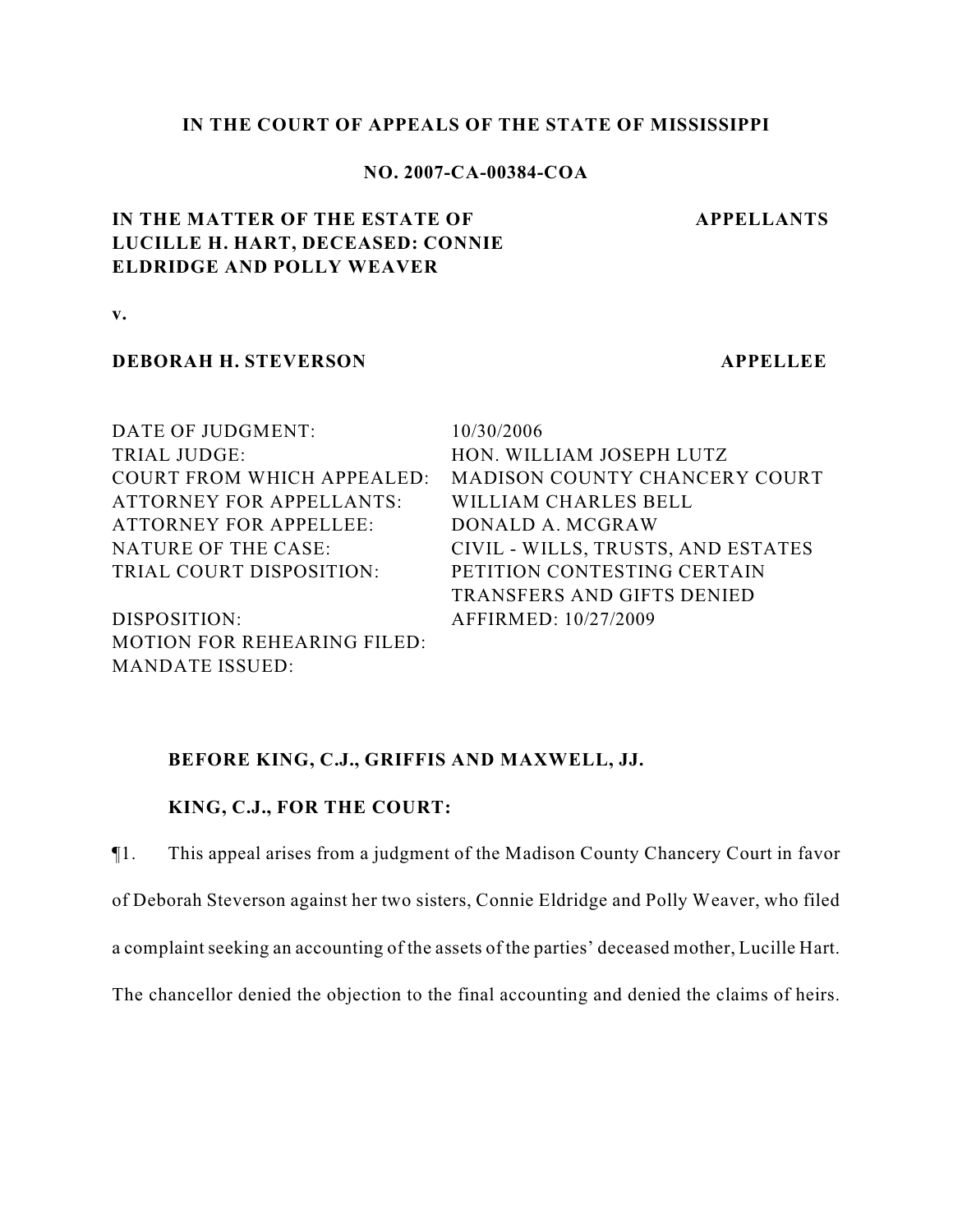**IN THE COURT OF APPEALS OF THE STATE OF MISSISSIPPI**

**NO. 2007-CA-00384-COA**

**IN THE MATTER OF THE ESTATE OF LUCILLE H. HART, DECEASED: CONNIE ELDRIDGE AND POLLY WEAVER** — **APPELLANTS**

**v.**

**DEBORAH H. STEVERSON** — **APPELLEE**

| | |
|---|---|
| DATE OF JUDGMENT: | 10/30/2006 |
| TRIAL JUDGE: | HON. WILLIAM JOSEPH LUTZ |
| COURT FROM WHICH APPEALED: | MADISON COUNTY CHANCERY COURT |
| ATTORNEY FOR APPELLANTS: | WILLIAM CHARLES BELL |
| ATTORNEY FOR APPELLEE: | DONALD A. MCGRAW |
| NATURE OF THE CASE: | CIVIL - WILLS, TRUSTS, AND ESTATES |
| TRIAL COURT DISPOSITION: | PETITION CONTESTING CERTAIN TRANSFERS AND GIFTS DENIED |
| DISPOSITION: | AFFIRMED: 10/27/2009 |
| MOTION FOR REHEARING FILED: | |
| MANDATE ISSUED: | |

**BEFORE KING, C.J., GRIFFIS AND MAXWELL, JJ.**

**KING, C.J., FOR THE COURT:**

¶1. This appeal arises from a judgment of the Madison County Chancery Court in favor of Deborah Steverson against her two sisters, Connie Eldridge and Polly Weaver, who filed a complaint seeking an accounting of the assets of the parties' deceased mother, Lucille Hart. The chancellor denied the objection to the final accounting and denied the claims of heirs.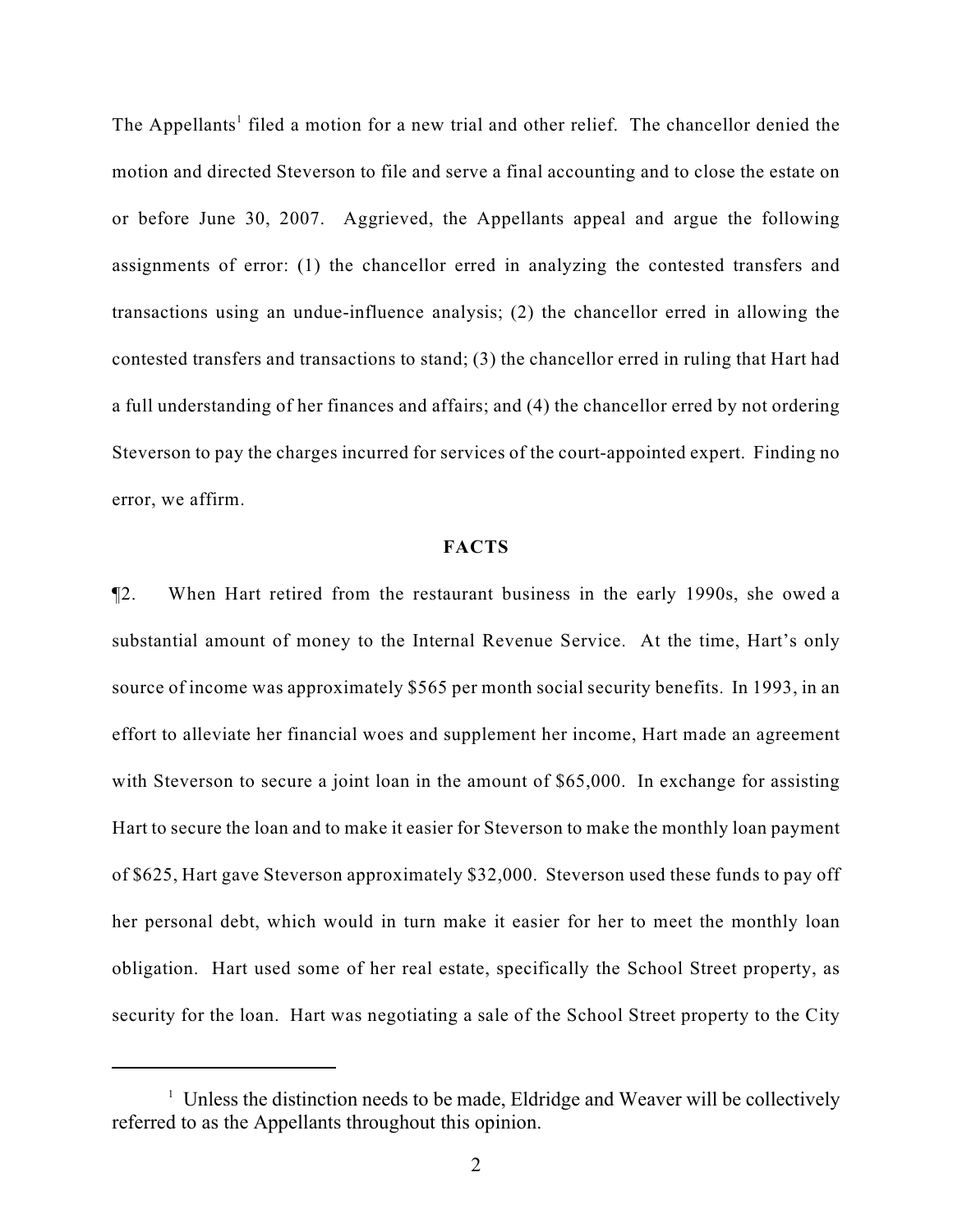The Appellants[1] filed a motion for a new trial and other relief. The chancellor denied the motion and directed Steverson to file and serve a final accounting and to close the estate on or before June 30, 2007. Aggrieved, the Appellants appeal and argue the following assignments of error: (1) the chancellor erred in analyzing the contested transfers and transactions using an undue-influence analysis; (2) the chancellor erred in allowing the contested transfers and transactions to stand; (3) the chancellor erred in ruling that Hart had a full understanding of her finances and affairs; and (4) the chancellor erred by not ordering Steverson to pay the charges incurred for services of the court-appointed expert. Finding no error, we affirm.

## FACTS

¶2. When Hart retired from the restaurant business in the early 1990s, she owed a substantial amount of money to the Internal Revenue Service. At the time, Hart's only source of income was approximately $565 per month social security benefits. In 1993, in an effort to alleviate her financial woes and supplement her income, Hart made an agreement with Steverson to secure a joint loan in the amount of $65,000. In exchange for assisting Hart to secure the loan and to make it easier for Steverson to make the monthly loan payment of $625, Hart gave Steverson approximately $32,000. Steverson used these funds to pay off her personal debt, which would in turn make it easier for her to meet the monthly loan obligation. Hart used some of her real estate, specifically the School Street property, as security for the loan. Hart was negotiating a sale of the School Street property to the City

[1] Unless the distinction needs to be made, Eldridge and Weaver will be collectively referred to as the Appellants throughout this opinion.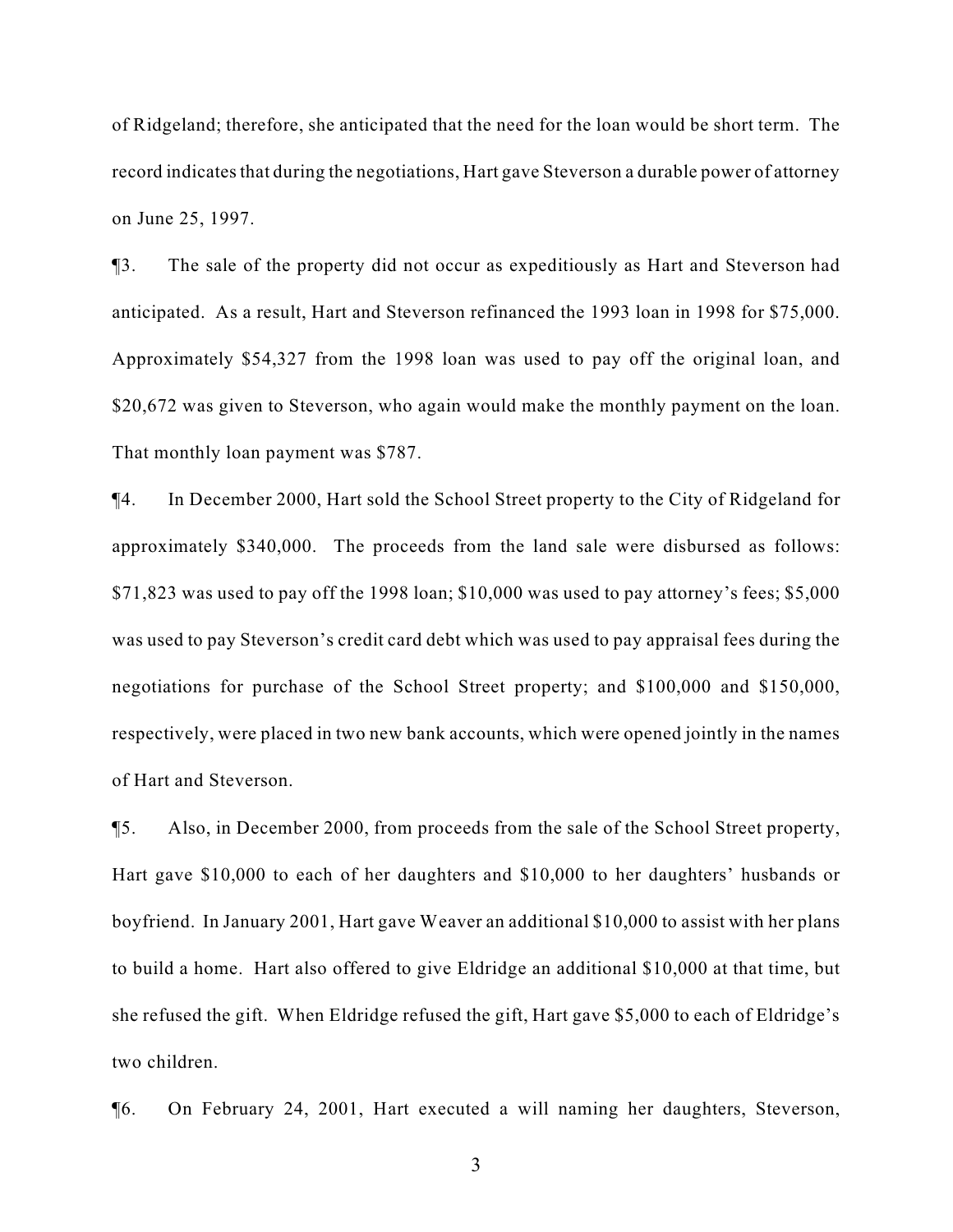of Ridgeland; therefore, she anticipated that the need for the loan would be short term. The record indicates that during the negotiations, Hart gave Steverson a durable power of attorney on June 25, 1997.

¶3. The sale of the property did not occur as expeditiously as Hart and Steverson had anticipated. As a result, Hart and Steverson refinanced the 1993 loan in 1998 for $75,000. Approximately $54,327 from the 1998 loan was used to pay off the original loan, and $20,672 was given to Steverson, who again would make the monthly payment on the loan. That monthly loan payment was $787.

¶4. In December 2000, Hart sold the School Street property to the City of Ridgeland for approximately $340,000. The proceeds from the land sale were disbursed as follows: $71,823 was used to pay off the 1998 loan; $10,000 was used to pay attorney's fees; $5,000 was used to pay Steverson's credit card debt which was used to pay appraisal fees during the negotiations for purchase of the School Street property; and $100,000 and $150,000, respectively, were placed in two new bank accounts, which were opened jointly in the names of Hart and Steverson.

¶5. Also, in December 2000, from proceeds from the sale of the School Street property, Hart gave $10,000 to each of her daughters and $10,000 to her daughters' husbands or boyfriend. In January 2001, Hart gave Weaver an additional $10,000 to assist with her plans to build a home. Hart also offered to give Eldridge an additional $10,000 at that time, but she refused the gift. When Eldridge refused the gift, Hart gave $5,000 to each of Eldridge's two children.

¶6. On February 24, 2001, Hart executed a will naming her daughters, Steverson,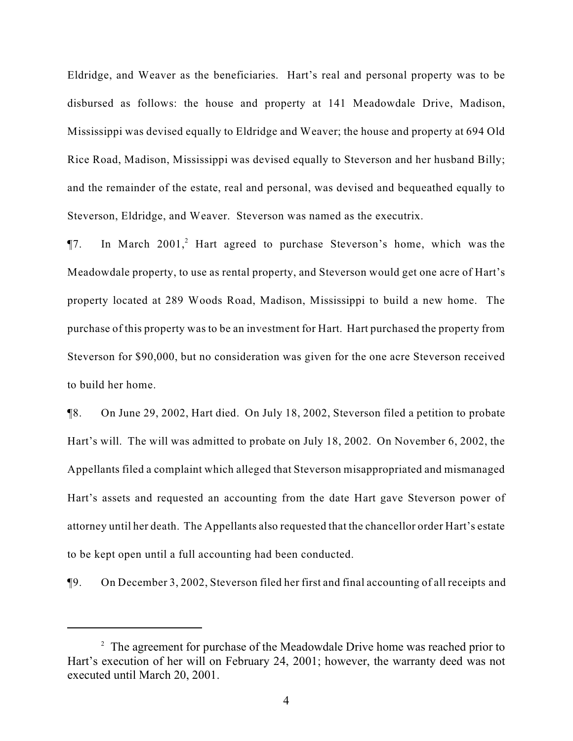Eldridge, and Weaver as the beneficiaries. Hart's real and personal property was to be disbursed as follows: the house and property at 141 Meadowdale Drive, Madison, Mississippi was devised equally to Eldridge and Weaver; the house and property at 694 Old Rice Road, Madison, Mississippi was devised equally to Steverson and her husband Billy; and the remainder of the estate, real and personal, was devised and bequeathed equally to Steverson, Eldridge, and Weaver. Steverson was named as the executrix.

¶7. In March 2001,[2] Hart agreed to purchase Steverson's home, which was the Meadowdale property, to use as rental property, and Steverson would get one acre of Hart's property located at 289 Woods Road, Madison, Mississippi to build a new home. The purchase of this property was to be an investment for Hart. Hart purchased the property from Steverson for $90,000, but no consideration was given for the one acre Steverson received to build her home.

¶8. On June 29, 2002, Hart died. On July 18, 2002, Steverson filed a petition to probate Hart's will. The will was admitted to probate on July 18, 2002. On November 6, 2002, the Appellants filed a complaint which alleged that Steverson misappropriated and mismanaged Hart's assets and requested an accounting from the date Hart gave Steverson power of attorney until her death. The Appellants also requested that the chancellor order Hart's estate to be kept open until a full accounting had been conducted.

¶9. On December 3, 2002, Steverson filed her first and final accounting of all receipts and

[2] The agreement for purchase of the Meadowdale Drive home was reached prior to Hart's execution of her will on February 24, 2001; however, the warranty deed was not executed until March 20, 2001.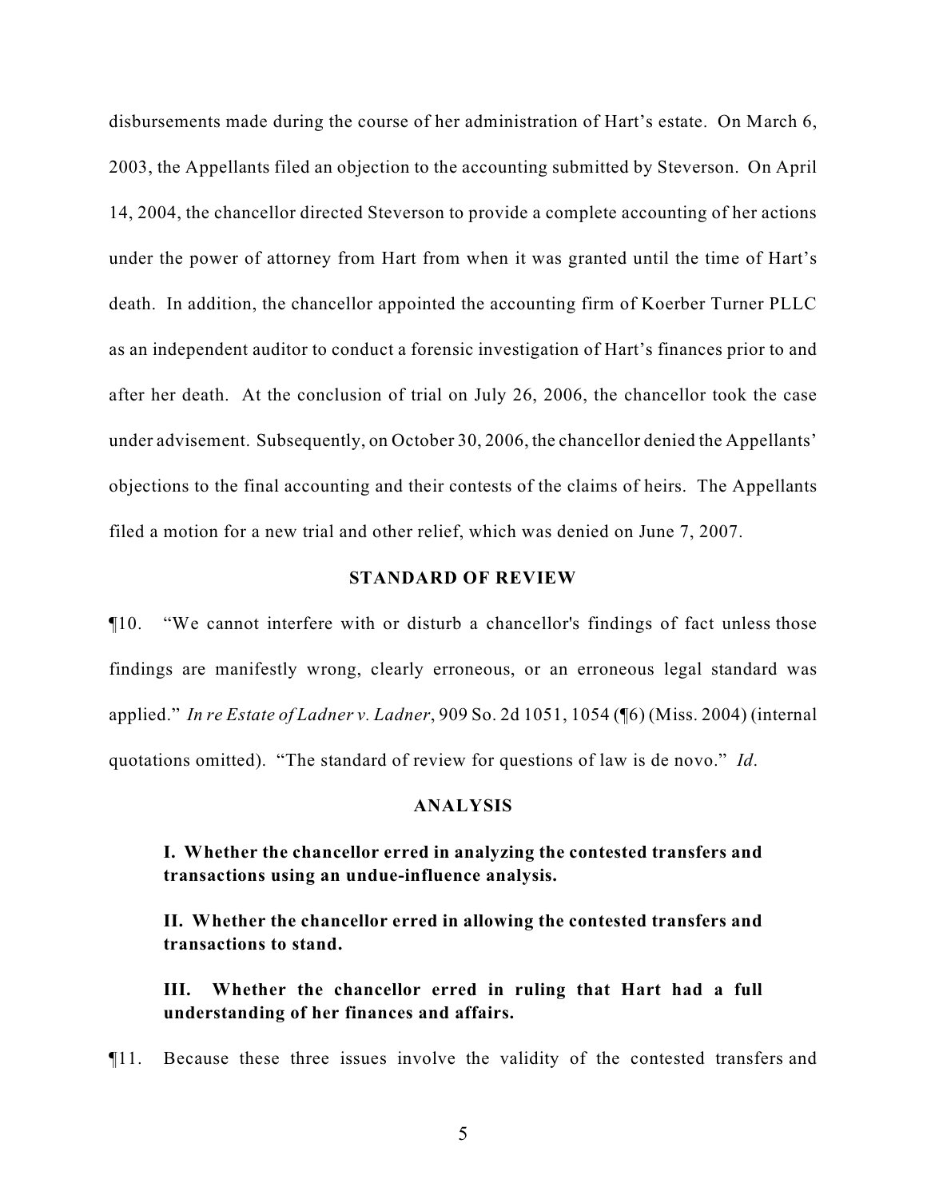disbursements made during the course of her administration of Hart's estate. On March 6, 2003, the Appellants filed an objection to the accounting submitted by Steverson. On April 14, 2004, the chancellor directed Steverson to provide a complete accounting of her actions under the power of attorney from Hart from when it was granted until the time of Hart's death. In addition, the chancellor appointed the accounting firm of Koerber Turner PLLC as an independent auditor to conduct a forensic investigation of Hart's finances prior to and after her death. At the conclusion of trial on July 26, 2006, the chancellor took the case under advisement. Subsequently, on October 30, 2006, the chancellor denied the Appellants' objections to the final accounting and their contests of the claims of heirs. The Appellants filed a motion for a new trial and other relief, which was denied on June 7, 2007.

## STANDARD OF REVIEW

¶10. "We cannot interfere with or disturb a chancellor's findings of fact unless those findings are manifestly wrong, clearly erroneous, or an erroneous legal standard was applied." *In re Estate of Ladner v. Ladner*, 909 So. 2d 1051, 1054 (¶6) (Miss. 2004) (internal quotations omitted). "The standard of review for questions of law is de novo." *Id*.

## ANALYSIS

**I. Whether the chancellor erred in analyzing the contested transfers and transactions using an undue-influence analysis.**

**II. Whether the chancellor erred in allowing the contested transfers and transactions to stand.**

**III. Whether the chancellor erred in ruling that Hart had a full understanding of her finances and affairs.**

¶11. Because these three issues involve the validity of the contested transfers and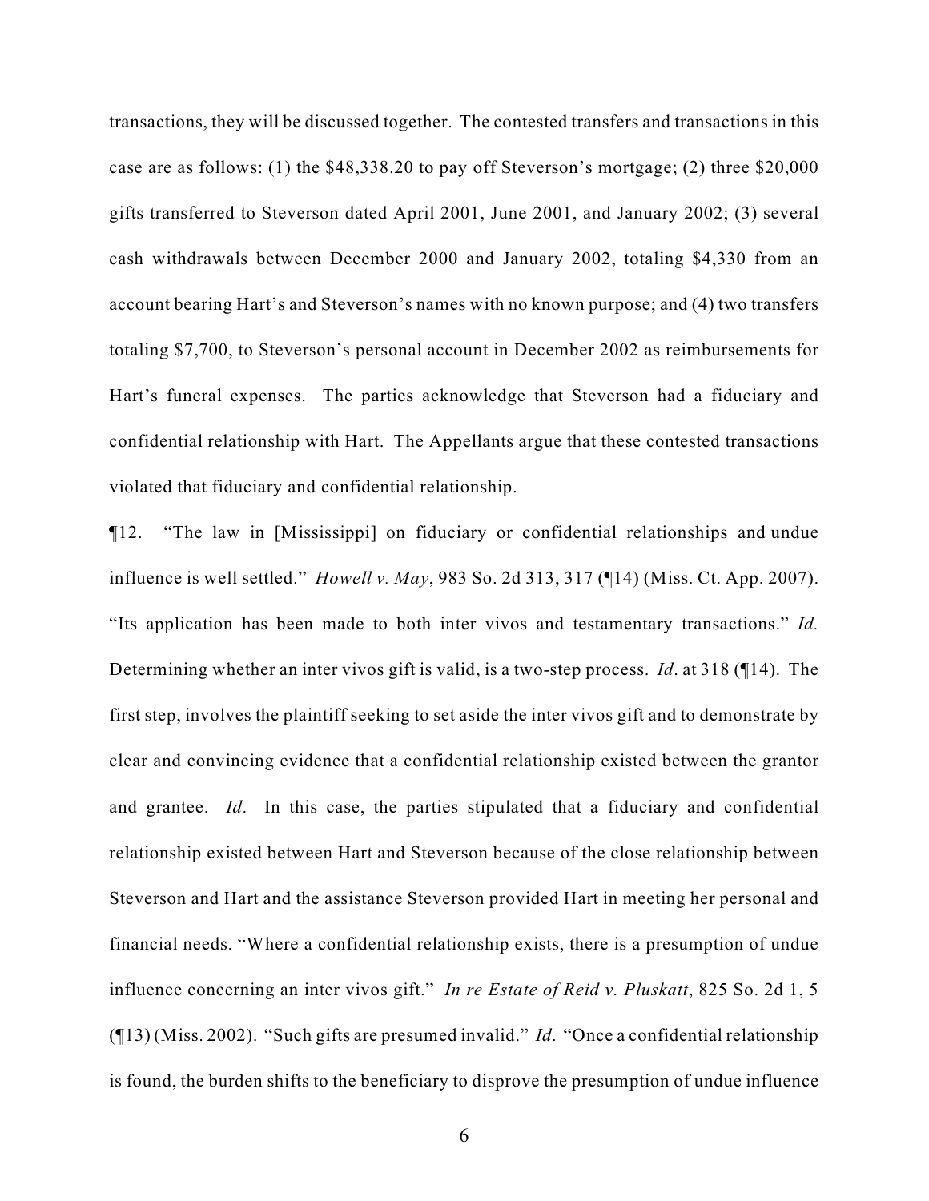transactions, they will be discussed together. The contested transfers and transactions in this case are as follows: (1) the $48,338.20 to pay off Steverson's mortgage; (2) three $20,000 gifts transferred to Steverson dated April 2001, June 2001, and January 2002; (3) several cash withdrawals between December 2000 and January 2002, totaling $4,330 from an account bearing Hart's and Steverson's names with no known purpose; and (4) two transfers totaling $7,700, to Steverson's personal account in December 2002 as reimbursements for Hart's funeral expenses. The parties acknowledge that Steverson had a fiduciary and confidential relationship with Hart. The Appellants argue that these contested transactions violated that fiduciary and confidential relationship.

¶12. "The law in [Mississippi] on fiduciary or confidential relationships and undue influence is well settled." *Howell v. May*, 983 So. 2d 313, 317 (¶14) (Miss. Ct. App. 2007). "Its application has been made to both inter vivos and testamentary transactions." *Id.* Determining whether an inter vivos gift is valid, is a two-step process. *Id*. at 318 (¶14). The first step, involves the plaintiff seeking to set aside the inter vivos gift and to demonstrate by clear and convincing evidence that a confidential relationship existed between the grantor and grantee. *Id*. In this case, the parties stipulated that a fiduciary and confidential relationship existed between Hart and Steverson because of the close relationship between Steverson and Hart and the assistance Steverson provided Hart in meeting her personal and financial needs. "Where a confidential relationship exists, there is a presumption of undue influence concerning an inter vivos gift." *In re Estate of Reid v. Pluskatt*, 825 So. 2d 1, 5 (¶13) (Miss. 2002). "Such gifts are presumed invalid." *Id*. "Once a confidential relationship is found, the burden shifts to the beneficiary to disprove the presumption of undue influence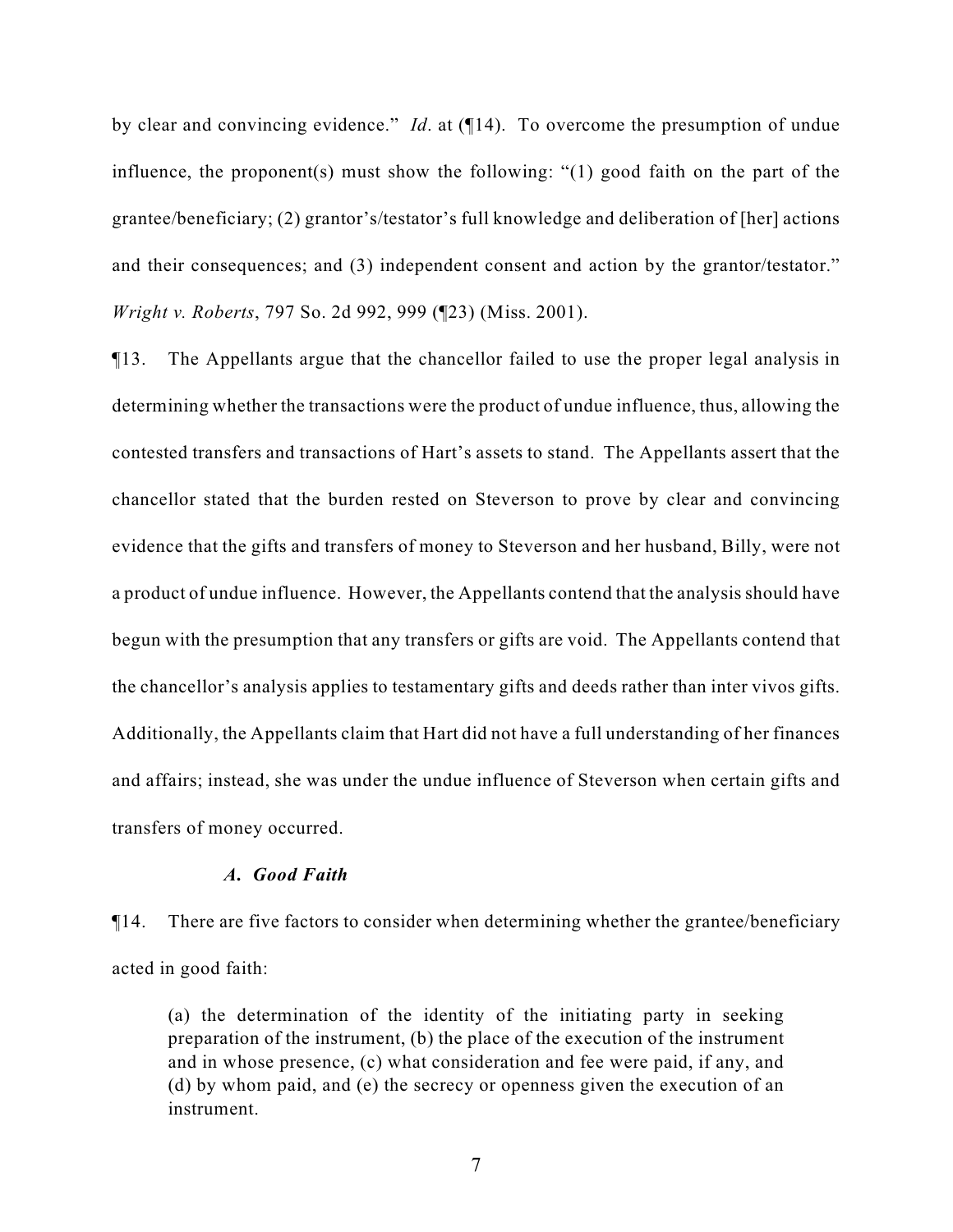by clear and convincing evidence." *Id*. at (¶14). To overcome the presumption of undue influence, the proponent(s) must show the following: "(1) good faith on the part of the grantee/beneficiary; (2) grantor's/testator's full knowledge and deliberation of [her] actions and their consequences; and (3) independent consent and action by the grantor/testator." *Wright v. Roberts*, 797 So. 2d 992, 999 (¶23) (Miss. 2001).

¶13. The Appellants argue that the chancellor failed to use the proper legal analysis in determining whether the transactions were the product of undue influence, thus, allowing the contested transfers and transactions of Hart's assets to stand. The Appellants assert that the chancellor stated that the burden rested on Steverson to prove by clear and convincing evidence that the gifts and transfers of money to Steverson and her husband, Billy, were not a product of undue influence. However, the Appellants contend that the analysis should have begun with the presumption that any transfers or gifts are void. The Appellants contend that the chancellor's analysis applies to testamentary gifts and deeds rather than inter vivos gifts. Additionally, the Appellants claim that Hart did not have a full understanding of her finances and affairs; instead, she was under the undue influence of Steverson when certain gifts and transfers of money occurred.

### *A. Good Faith*

¶14. There are five factors to consider when determining whether the grantee/beneficiary acted in good faith:

> (a) the determination of the identity of the initiating party in seeking preparation of the instrument, (b) the place of the execution of the instrument and in whose presence, (c) what consideration and fee were paid, if any, and (d) by whom paid, and (e) the secrecy or openness given the execution of an instrument.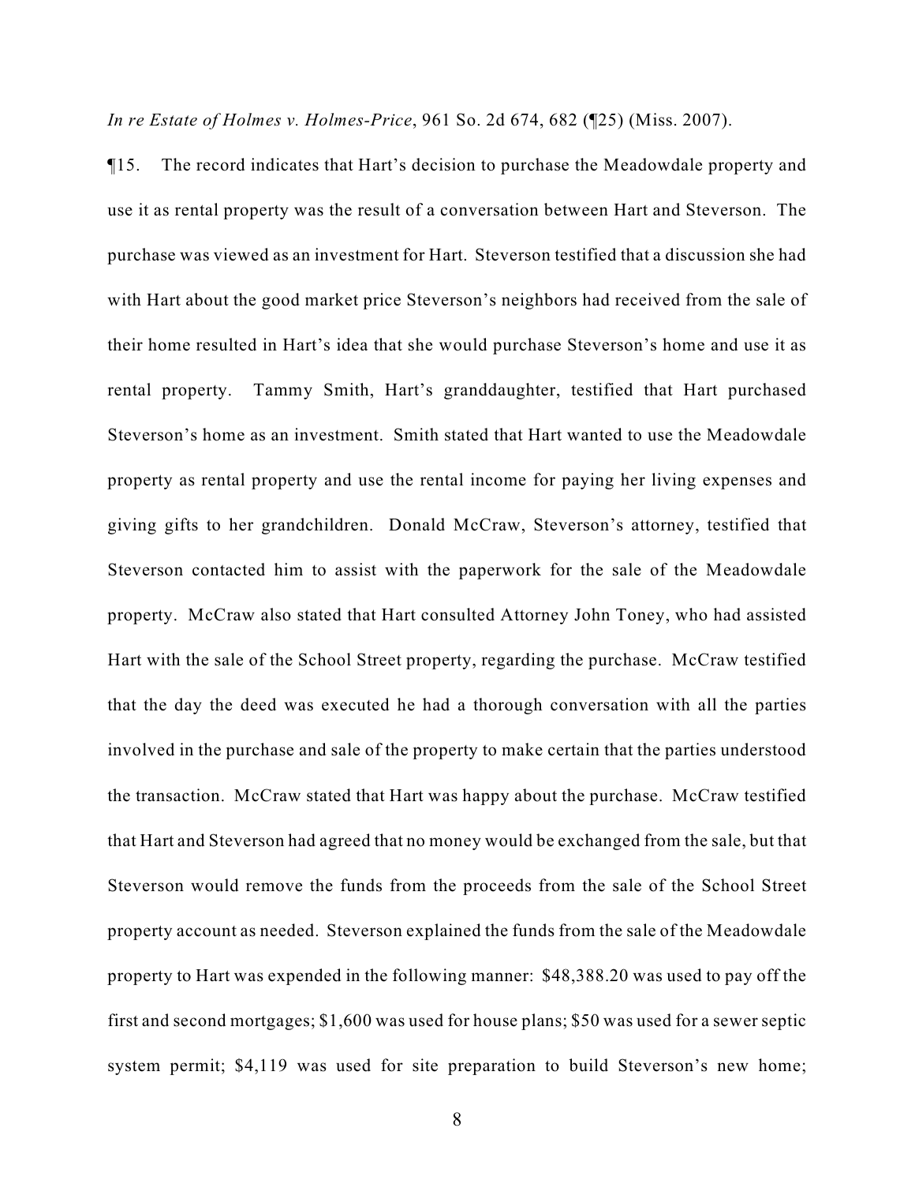*In re Estate of Holmes v. Holmes-Price*, 961 So. 2d 674, 682 (¶25) (Miss. 2007).

¶15. The record indicates that Hart's decision to purchase the Meadowdale property and use it as rental property was the result of a conversation between Hart and Steverson. The purchase was viewed as an investment for Hart. Steverson testified that a discussion she had with Hart about the good market price Steverson's neighbors had received from the sale of their home resulted in Hart's idea that she would purchase Steverson's home and use it as rental property. Tammy Smith, Hart's granddaughter, testified that Hart purchased Steverson's home as an investment. Smith stated that Hart wanted to use the Meadowdale property as rental property and use the rental income for paying her living expenses and giving gifts to her grandchildren. Donald McCraw, Steverson's attorney, testified that Steverson contacted him to assist with the paperwork for the sale of the Meadowdale property. McCraw also stated that Hart consulted Attorney John Toney, who had assisted Hart with the sale of the School Street property, regarding the purchase. McCraw testified that the day the deed was executed he had a thorough conversation with all the parties involved in the purchase and sale of the property to make certain that the parties understood the transaction. McCraw stated that Hart was happy about the purchase. McCraw testified that Hart and Steverson had agreed that no money would be exchanged from the sale, but that Steverson would remove the funds from the proceeds from the sale of the School Street property account as needed. Steverson explained the funds from the sale of the Meadowdale property to Hart was expended in the following manner: $48,388.20 was used to pay off the first and second mortgages; $1,600 was used for house plans; $50 was used for a sewer septic system permit; $4,119 was used for site preparation to build Steverson's new home;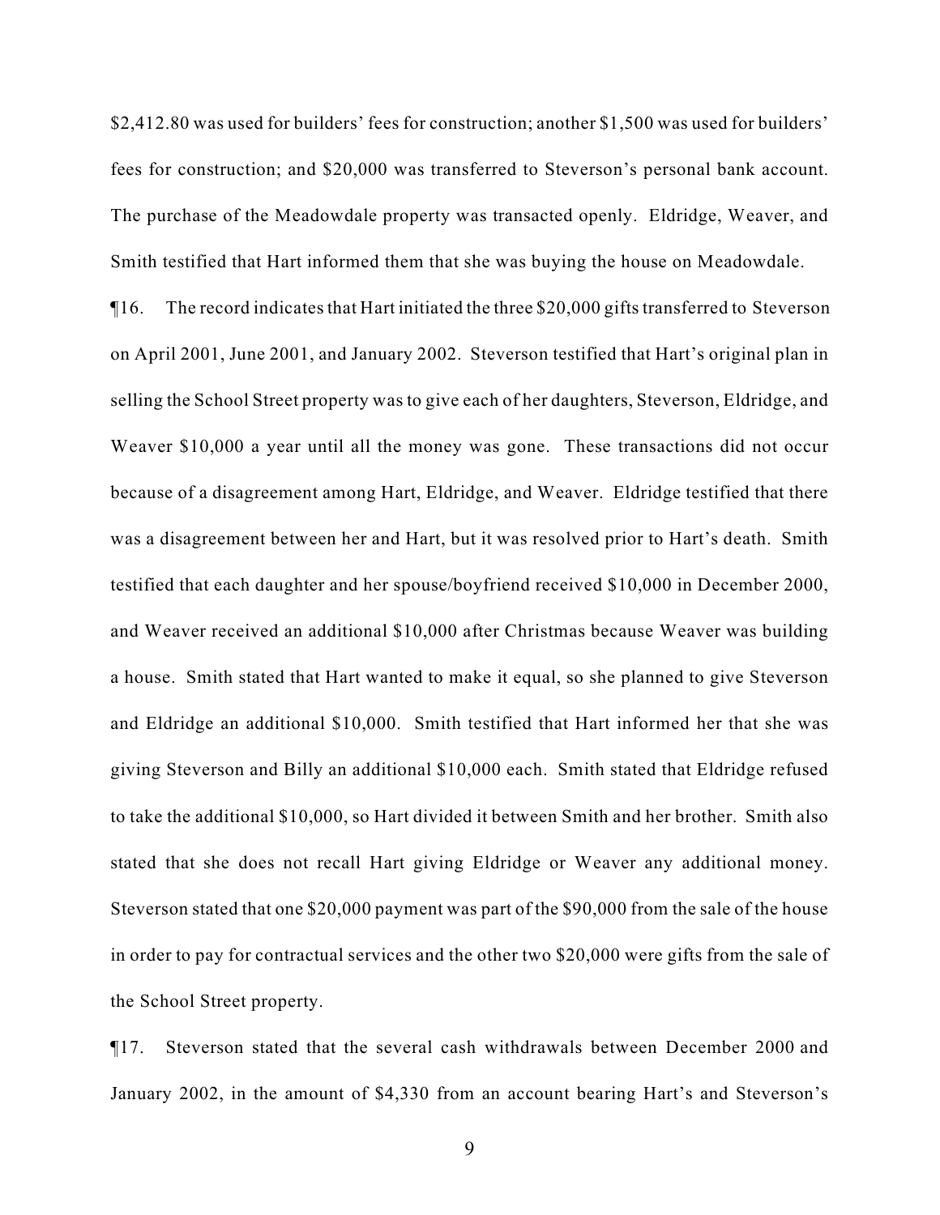$2,412.80 was used for builders' fees for construction; another $1,500 was used for builders' fees for construction; and $20,000 was transferred to Steverson's personal bank account. The purchase of the Meadowdale property was transacted openly. Eldridge, Weaver, and Smith testified that Hart informed them that she was buying the house on Meadowdale.

¶16. The record indicates that Hart initiated the three $20,000 gifts transferred to Steverson on April 2001, June 2001, and January 2002. Steverson testified that Hart's original plan in selling the School Street property was to give each of her daughters, Steverson, Eldridge, and Weaver $10,000 a year until all the money was gone. These transactions did not occur because of a disagreement among Hart, Eldridge, and Weaver. Eldridge testified that there was a disagreement between her and Hart, but it was resolved prior to Hart's death. Smith testified that each daughter and her spouse/boyfriend received $10,000 in December 2000, and Weaver received an additional $10,000 after Christmas because Weaver was building a house. Smith stated that Hart wanted to make it equal, so she planned to give Steverson and Eldridge an additional $10,000. Smith testified that Hart informed her that she was giving Steverson and Billy an additional $10,000 each. Smith stated that Eldridge refused to take the additional $10,000, so Hart divided it between Smith and her brother. Smith also stated that she does not recall Hart giving Eldridge or Weaver any additional money. Steverson stated that one $20,000 payment was part of the $90,000 from the sale of the house in order to pay for contractual services and the other two $20,000 were gifts from the sale of the School Street property.

¶17. Steverson stated that the several cash withdrawals between December 2000 and January 2002, in the amount of $4,330 from an account bearing Hart's and Steverson's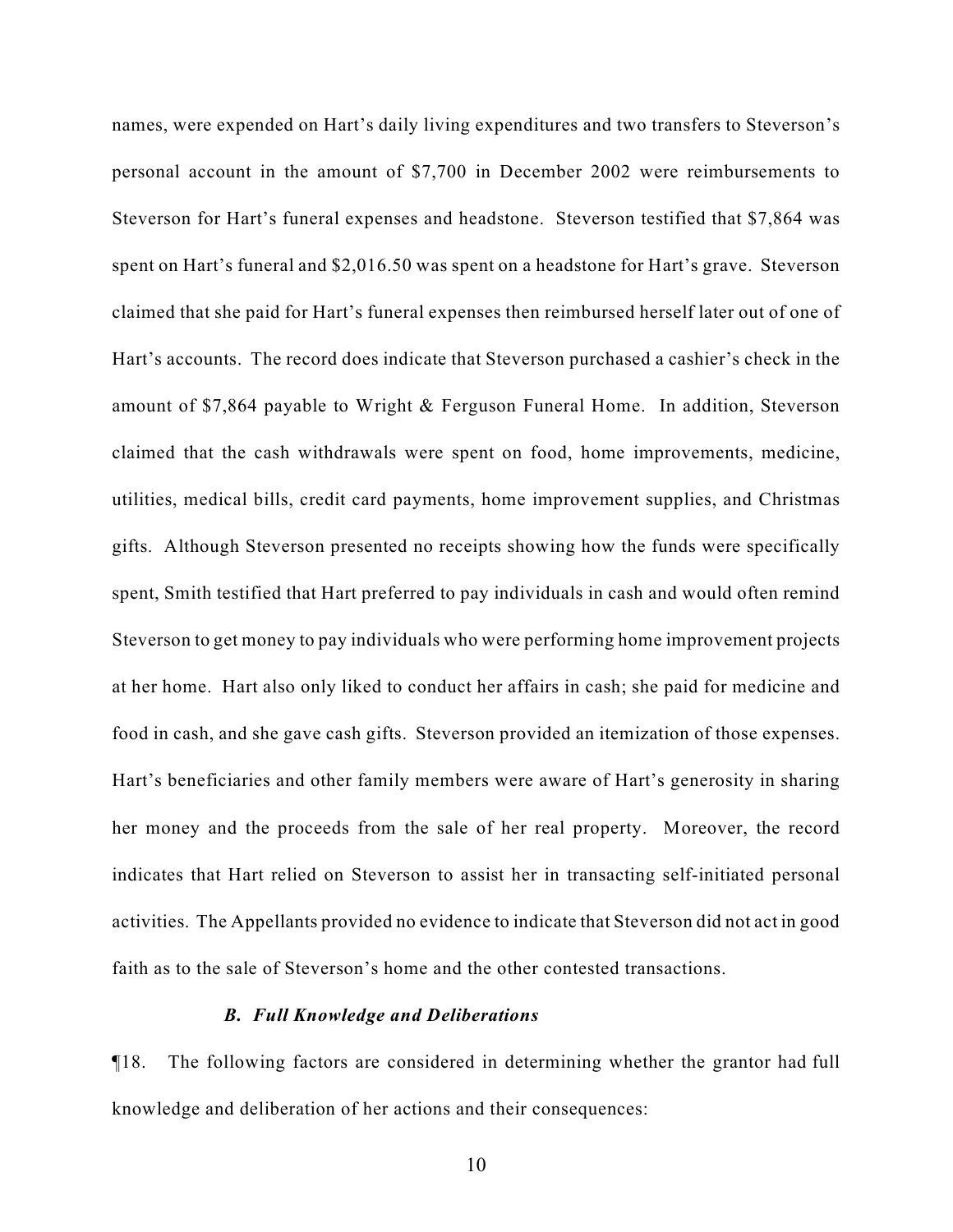names, were expended on Hart's daily living expenditures and two transfers to Steverson's personal account in the amount of $7,700 in December 2002 were reimbursements to Steverson for Hart's funeral expenses and headstone. Steverson testified that $7,864 was spent on Hart's funeral and $2,016.50 was spent on a headstone for Hart's grave. Steverson claimed that she paid for Hart's funeral expenses then reimbursed herself later out of one of Hart's accounts. The record does indicate that Steverson purchased a cashier's check in the amount of $7,864 payable to Wright & Ferguson Funeral Home. In addition, Steverson claimed that the cash withdrawals were spent on food, home improvements, medicine, utilities, medical bills, credit card payments, home improvement supplies, and Christmas gifts. Although Steverson presented no receipts showing how the funds were specifically spent, Smith testified that Hart preferred to pay individuals in cash and would often remind Steverson to get money to pay individuals who were performing home improvement projects at her home. Hart also only liked to conduct her affairs in cash; she paid for medicine and food in cash, and she gave cash gifts. Steverson provided an itemization of those expenses. Hart's beneficiaries and other family members were aware of Hart's generosity in sharing her money and the proceeds from the sale of her real property. Moreover, the record indicates that Hart relied on Steverson to assist her in transacting self-initiated personal activities. The Appellants provided no evidence to indicate that Steverson did not act in good faith as to the sale of Steverson's home and the other contested transactions.

### *B. Full Knowledge and Deliberations*

¶18. The following factors are considered in determining whether the grantor had full knowledge and deliberation of her actions and their consequences: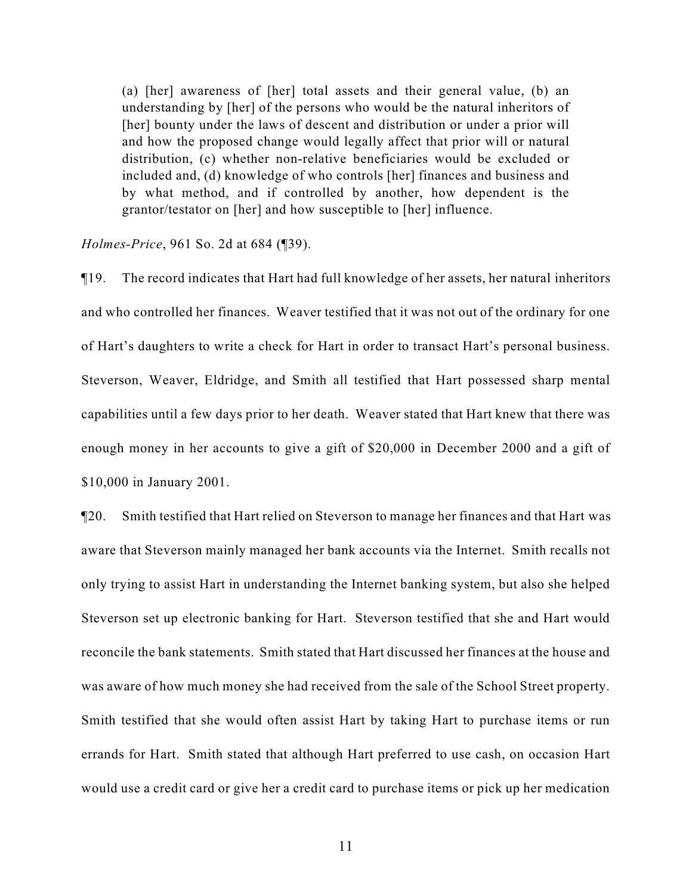> (a) [her] awareness of [her] total assets and their general value, (b) an understanding by [her] of the persons who would be the natural inheritors of [her] bounty under the laws of descent and distribution or under a prior will and how the proposed change would legally affect that prior will or natural distribution, (c) whether non-relative beneficiaries would be excluded or included and, (d) knowledge of who controls [her] finances and business and by what method, and if controlled by another, how dependent is the grantor/testator on [her] and how susceptible to [her] influence.

*Holmes-Price*, 961 So. 2d at 684 (¶39).

¶19. The record indicates that Hart had full knowledge of her assets, her natural inheritors and who controlled her finances. Weaver testified that it was not out of the ordinary for one of Hart's daughters to write a check for Hart in order to transact Hart's personal business. Steverson, Weaver, Eldridge, and Smith all testified that Hart possessed sharp mental capabilities until a few days prior to her death. Weaver stated that Hart knew that there was enough money in her accounts to give a gift of $20,000 in December 2000 and a gift of $10,000 in January 2001.

¶20. Smith testified that Hart relied on Steverson to manage her finances and that Hart was aware that Steverson mainly managed her bank accounts via the Internet. Smith recalls not only trying to assist Hart in understanding the Internet banking system, but also she helped Steverson set up electronic banking for Hart. Steverson testified that she and Hart would reconcile the bank statements. Smith stated that Hart discussed her finances at the house and was aware of how much money she had received from the sale of the School Street property. Smith testified that she would often assist Hart by taking Hart to purchase items or run errands for Hart. Smith stated that although Hart preferred to use cash, on occasion Hart would use a credit card or give her a credit card to purchase items or pick up her medication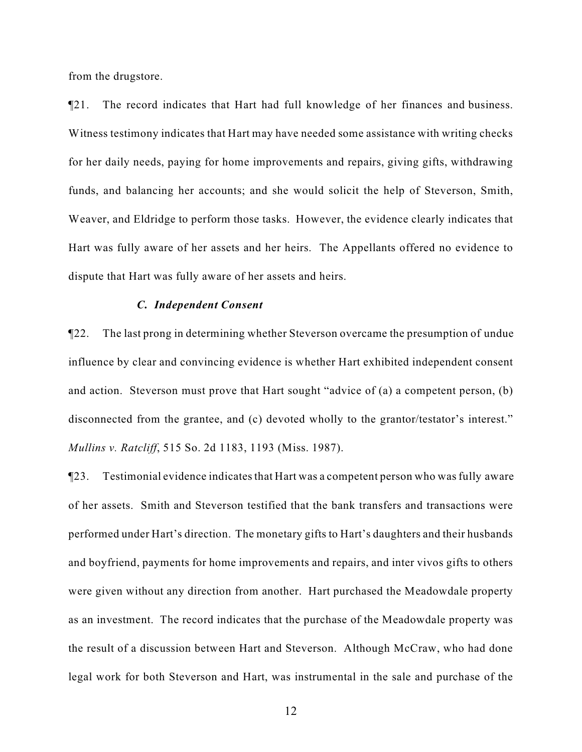from the drugstore.

¶21. The record indicates that Hart had full knowledge of her finances and business. Witness testimony indicates that Hart may have needed some assistance with writing checks for her daily needs, paying for home improvements and repairs, giving gifts, withdrawing funds, and balancing her accounts; and she would solicit the help of Steverson, Smith, Weaver, and Eldridge to perform those tasks. However, the evidence clearly indicates that Hart was fully aware of her assets and her heirs. The Appellants offered no evidence to dispute that Hart was fully aware of her assets and heirs.

### *C. Independent Consent*

¶22. The last prong in determining whether Steverson overcame the presumption of undue influence by clear and convincing evidence is whether Hart exhibited independent consent and action. Steverson must prove that Hart sought "advice of (a) a competent person, (b) disconnected from the grantee, and (c) devoted wholly to the grantor/testator's interest." *Mullins v. Ratcliff*, 515 So. 2d 1183, 1193 (Miss. 1987).

¶23. Testimonial evidence indicates that Hart was a competent person who was fully aware of her assets. Smith and Steverson testified that the bank transfers and transactions were performed under Hart's direction. The monetary gifts to Hart's daughters and their husbands and boyfriend, payments for home improvements and repairs, and inter vivos gifts to others were given without any direction from another. Hart purchased the Meadowdale property as an investment. The record indicates that the purchase of the Meadowdale property was the result of a discussion between Hart and Steverson. Although McCraw, who had done legal work for both Steverson and Hart, was instrumental in the sale and purchase of the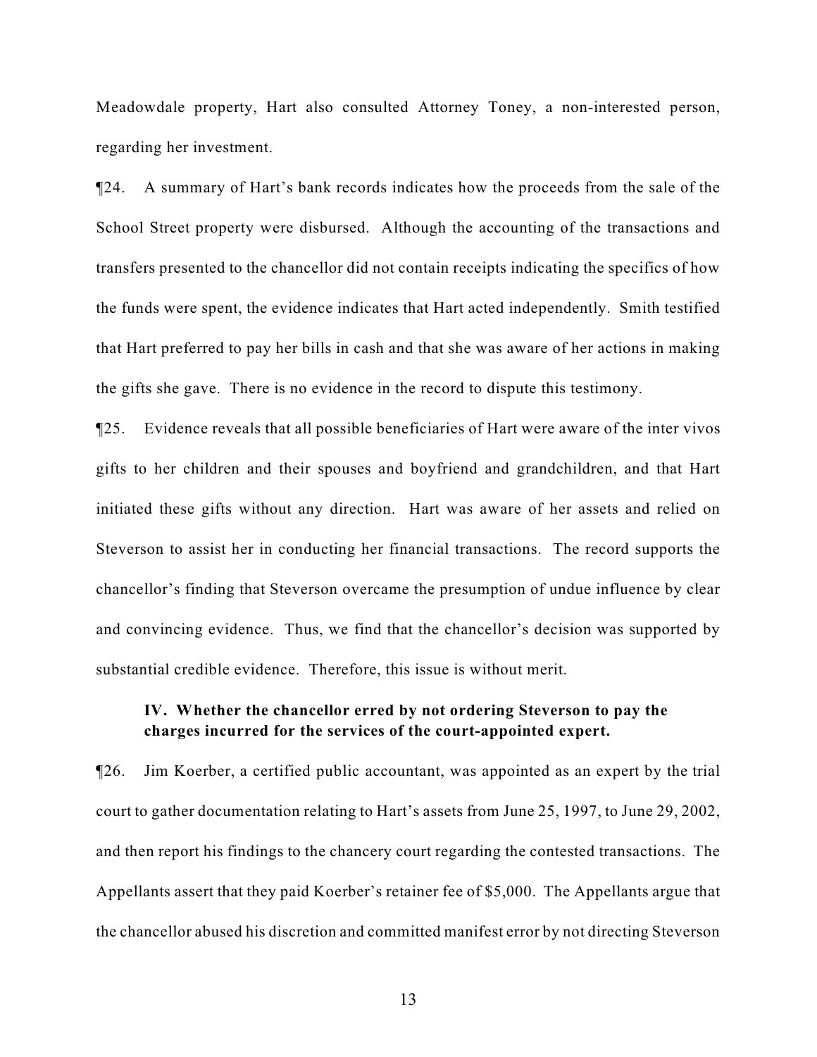Meadowdale property, Hart also consulted Attorney Toney, a non-interested person, regarding her investment.

¶24. A summary of Hart's bank records indicates how the proceeds from the sale of the School Street property were disbursed. Although the accounting of the transactions and transfers presented to the chancellor did not contain receipts indicating the specifics of how the funds were spent, the evidence indicates that Hart acted independently. Smith testified that Hart preferred to pay her bills in cash and that she was aware of her actions in making the gifts she gave. There is no evidence in the record to dispute this testimony.

¶25. Evidence reveals that all possible beneficiaries of Hart were aware of the inter vivos gifts to her children and their spouses and boyfriend and grandchildren, and that Hart initiated these gifts without any direction. Hart was aware of her assets and relied on Steverson to assist her in conducting her financial transactions. The record supports the chancellor's finding that Steverson overcame the presumption of undue influence by clear and convincing evidence. Thus, we find that the chancellor's decision was supported by substantial credible evidence. Therefore, this issue is without merit.

### IV. Whether the chancellor erred by not ordering Steverson to pay the charges incurred for the services of the court-appointed expert.

¶26. Jim Koerber, a certified public accountant, was appointed as an expert by the trial court to gather documentation relating to Hart's assets from June 25, 1997, to June 29, 2002, and then report his findings to the chancery court regarding the contested transactions. The Appellants assert that they paid Koerber's retainer fee of $5,000. The Appellants argue that the chancellor abused his discretion and committed manifest error by not directing Steverson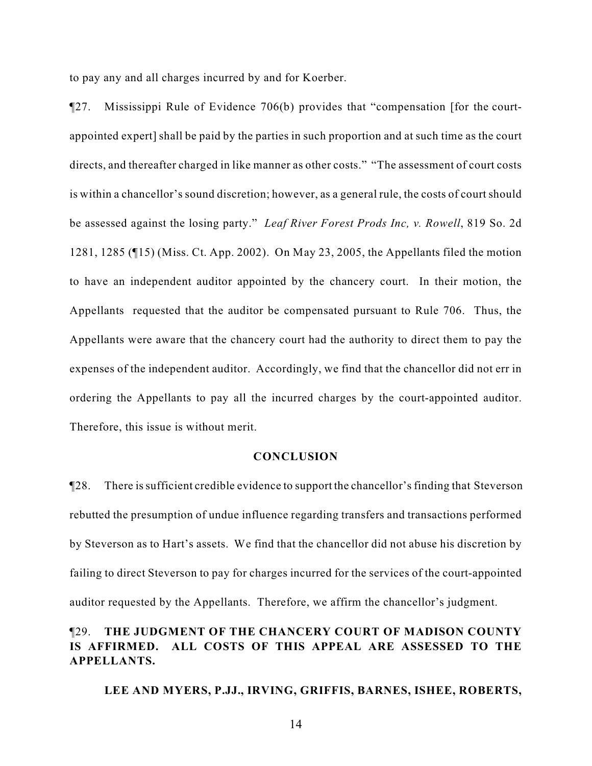to pay any and all charges incurred by and for Koerber.

¶27. Mississippi Rule of Evidence 706(b) provides that "compensation [for the court-appointed expert] shall be paid by the parties in such proportion and at such time as the court directs, and thereafter charged in like manner as other costs." "The assessment of court costs is within a chancellor's sound discretion; however, as a general rule, the costs of court should be assessed against the losing party." *Leaf River Forest Prods Inc, v. Rowell*, 819 So. 2d 1281, 1285 (¶15) (Miss. Ct. App. 2002). On May 23, 2005, the Appellants filed the motion to have an independent auditor appointed by the chancery court. In their motion, the Appellants requested that the auditor be compensated pursuant to Rule 706. Thus, the Appellants were aware that the chancery court had the authority to direct them to pay the expenses of the independent auditor. Accordingly, we find that the chancellor did not err in ordering the Appellants to pay all the incurred charges by the court-appointed auditor. Therefore, this issue is without merit.

## CONCLUSION

¶28. There is sufficient credible evidence to support the chancellor's finding that Steverson rebutted the presumption of undue influence regarding transfers and transactions performed by Steverson as to Hart's assets. We find that the chancellor did not abuse his discretion by failing to direct Steverson to pay for charges incurred for the services of the court-appointed auditor requested by the Appellants. Therefore, we affirm the chancellor's judgment.

¶29. **THE JUDGMENT OF THE CHANCERY COURT OF MADISON COUNTY IS AFFIRMED. ALL COSTS OF THIS APPEAL ARE ASSESSED TO THE APPELLANTS.**

**LEE AND MYERS, P.JJ., IRVING, GRIFFIS, BARNES, ISHEE, ROBERTS,**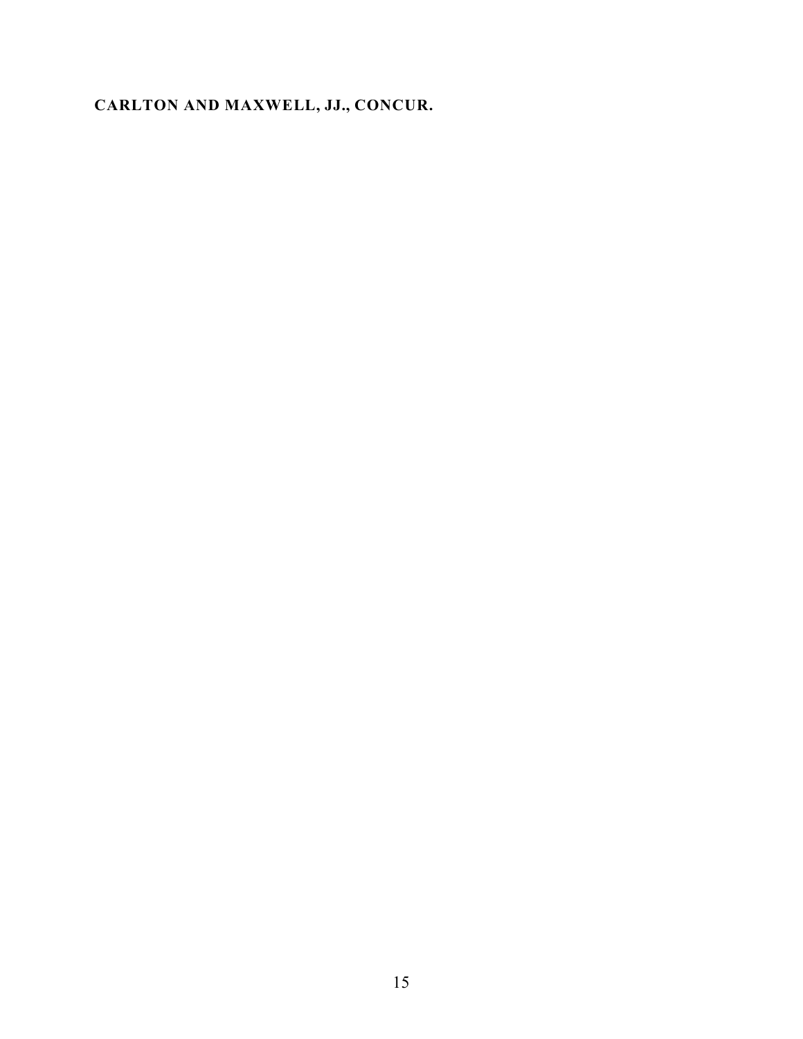**CARLTON AND MAXWELL, JJ., CONCUR.**